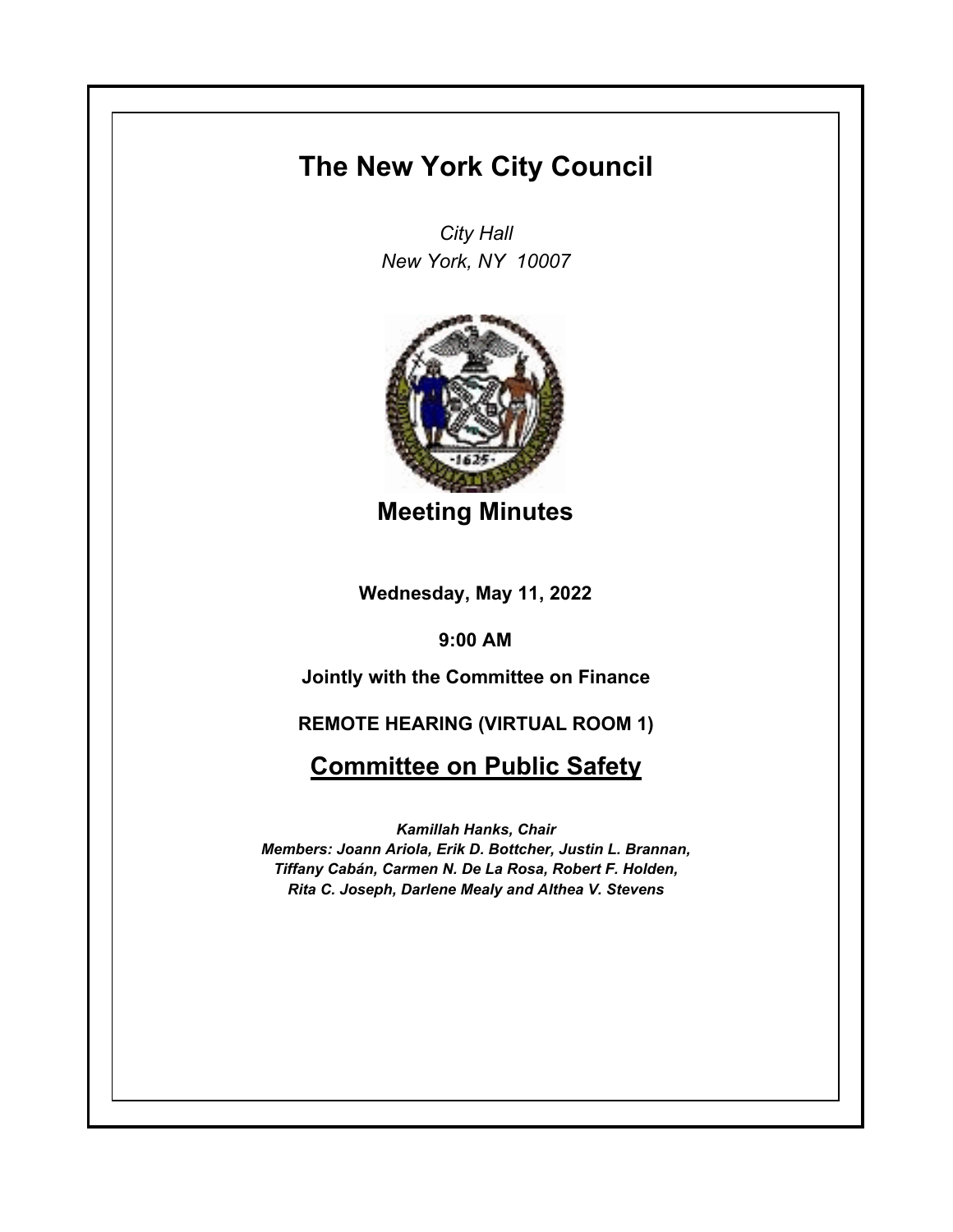# The New York City Council

*City Hall*
*New York, NY 10007*

## Meeting Minutes

**Wednesday, May 11, 2022**

**9:00 AM**

**Jointly with the Committee on Finance**

**REMOTE HEARING (VIRTUAL ROOM 1)**

## Committee on Public Safety

***Kamillah Hanks, Chair***
***Members: Joann Ariola, Erik D. Bottcher, Justin L. Brannan, Tiffany Cabán, Carmen N. De La Rosa, Robert F. Holden, Rita C. Joseph, Darlene Mealy and Althea V. Stevens***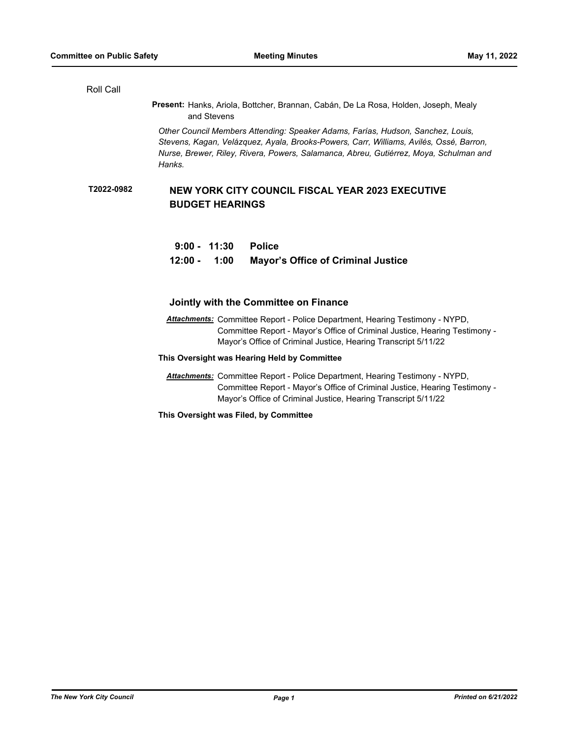Roll Call

**Present:** Hanks, Ariola, Bottcher, Brannan, Cabán, De La Rosa, Holden, Joseph, Mealy and Stevens

*Other Council Members Attending: Speaker Adams, Farías, Hudson, Sanchez, Louis, Stevens, Kagan, Velázquez, Ayala, Brooks-Powers, Carr, Williams, Avilés, Ossé, Barron, Nurse, Brewer, Riley, Rivera, Powers, Salamanca, Abreu, Gutiérrez, Moya, Schulman and Hanks.*

**T2022-0982**

## NEW YORK CITY COUNCIL FISCAL YEAR 2023 EXECUTIVE BUDGET HEARINGS

**9:00 - 11:30 Police**

**12:00 - 1:00 Mayor's Office of Criminal Justice**

### Jointly with the Committee on Finance

***Attachments:*** Committee Report - Police Department, Hearing Testimony - NYPD, Committee Report - Mayor's Office of Criminal Justice, Hearing Testimony - Mayor's Office of Criminal Justice, Hearing Transcript 5/11/22

**This Oversight was Hearing Held by Committee**

***Attachments:*** Committee Report - Police Department, Hearing Testimony - NYPD, Committee Report - Mayor's Office of Criminal Justice, Hearing Testimony - Mayor's Office of Criminal Justice, Hearing Transcript 5/11/22

**This Oversight was Filed, by Committee**